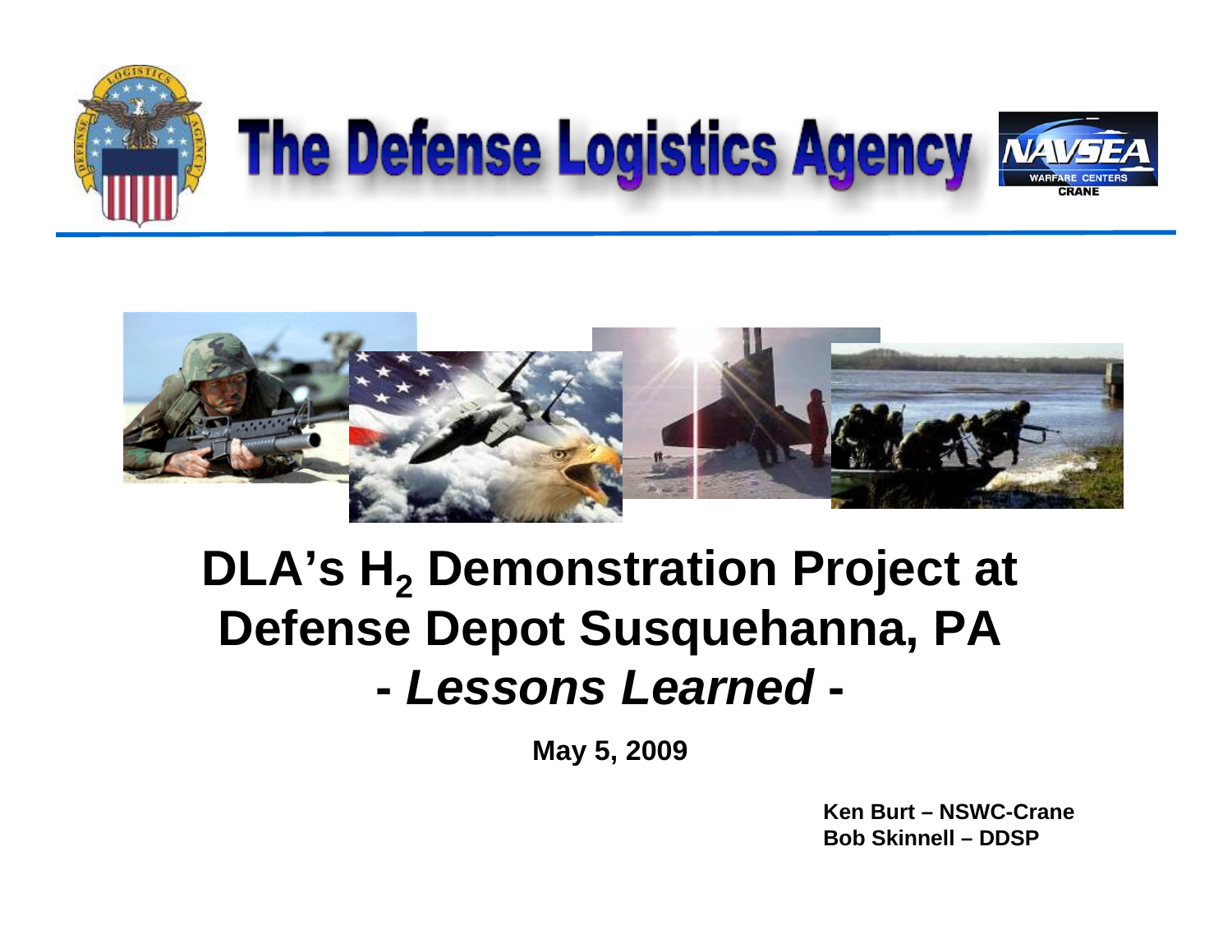# The Defense Logistics Agency

NAVSEA WARFARE CENTERS CRANE

# DLA's $H_2$ Demonstration Project at Defense Depot Susquehanna, PA

## - *Lessons Learned* -

**May 5, 2009**

**Ken Burt – NSWC-Crane**
**Bob Skinnell – DDSP**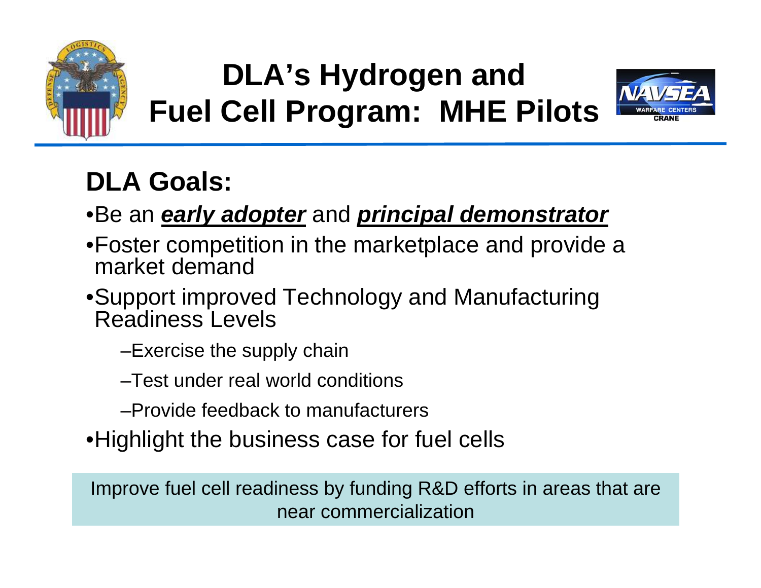# DLA's Hydrogen and Fuel Cell Program: MHE Pilots

## DLA Goals:

- Be an ***early adopter*** and ***principal demonstrator***
- Foster competition in the marketplace and provide a market demand
- Support improved Technology and Manufacturing Readiness Levels
  - Exercise the supply chain
  - Test under real world conditions
  - Provide feedback to manufacturers
- Highlight the business case for fuel cells

Improve fuel cell readiness by funding R&D efforts in areas that are near commercialization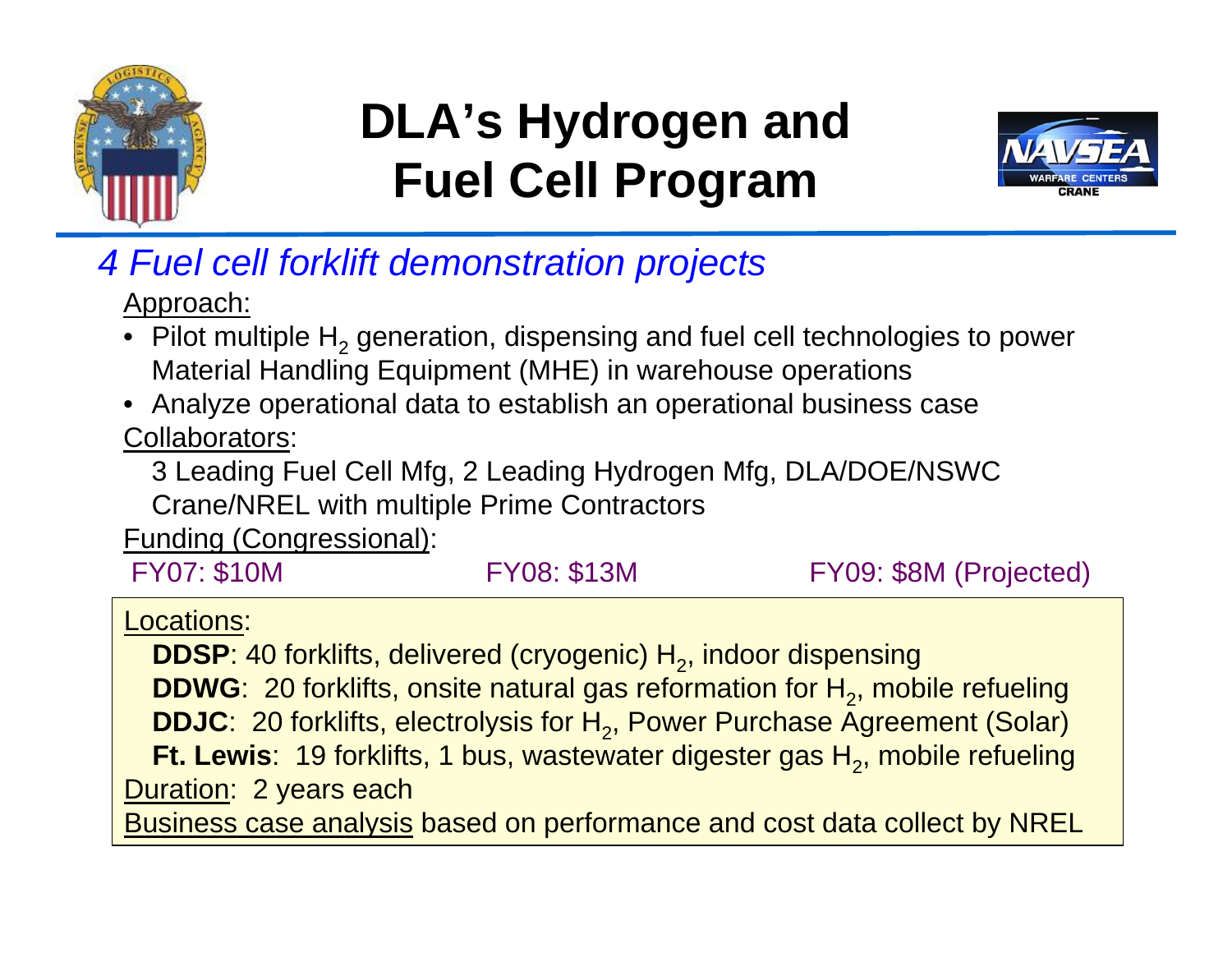# DLA's Hydrogen and Fuel Cell Program

*4 Fuel cell forklift demonstration projects*

Approach:

- Pilot multiple $H_2$ generation, dispensing and fuel cell technologies to power Material Handling Equipment (MHE) in warehouse operations
- Analyze operational data to establish an operational business case

Collaborators:

3 Leading Fuel Cell Mfg, 2 Leading Hydrogen Mfg, DLA/DOE/NSWC Crane/NREL with multiple Prime Contractors

Funding (Congressional):

FY07: $10M　　FY08: $13M　　FY09: $8M (Projected)

Locations:

**DDSP**: 40 forklifts, delivered (cryogenic) $H_2$, indoor dispensing
**DDWG**: 20 forklifts, onsite natural gas reformation for $H_2$, mobile refueling
**DDJC**: 20 forklifts, electrolysis for $H_2$, Power Purchase Agreement (Solar)
**Ft. Lewis**: 19 forklifts, 1 bus, wastewater digester gas $H_2$, mobile refueling

Duration: 2 years each

Business case analysis based on performance and cost data collect by NREL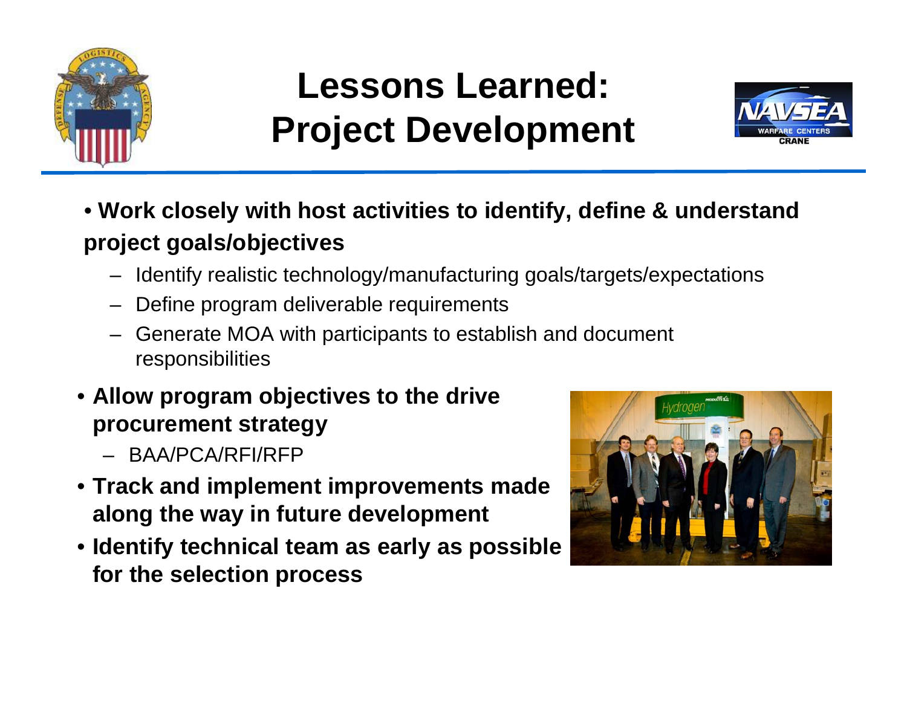# Lessons Learned: Project Development

- **Work closely with host activities to identify, define & understand project goals/objectives**
  - Identify realistic technology/manufacturing goals/targets/expectations
  - Define program deliverable requirements
  - Generate MOA with participants to establish and document responsibilities
- **Allow program objectives to the drive procurement strategy**
  - BAA/PCA/RFI/RFP
- **Track and implement improvements made along the way in future development**
- **Identify technical team as early as possible for the selection process**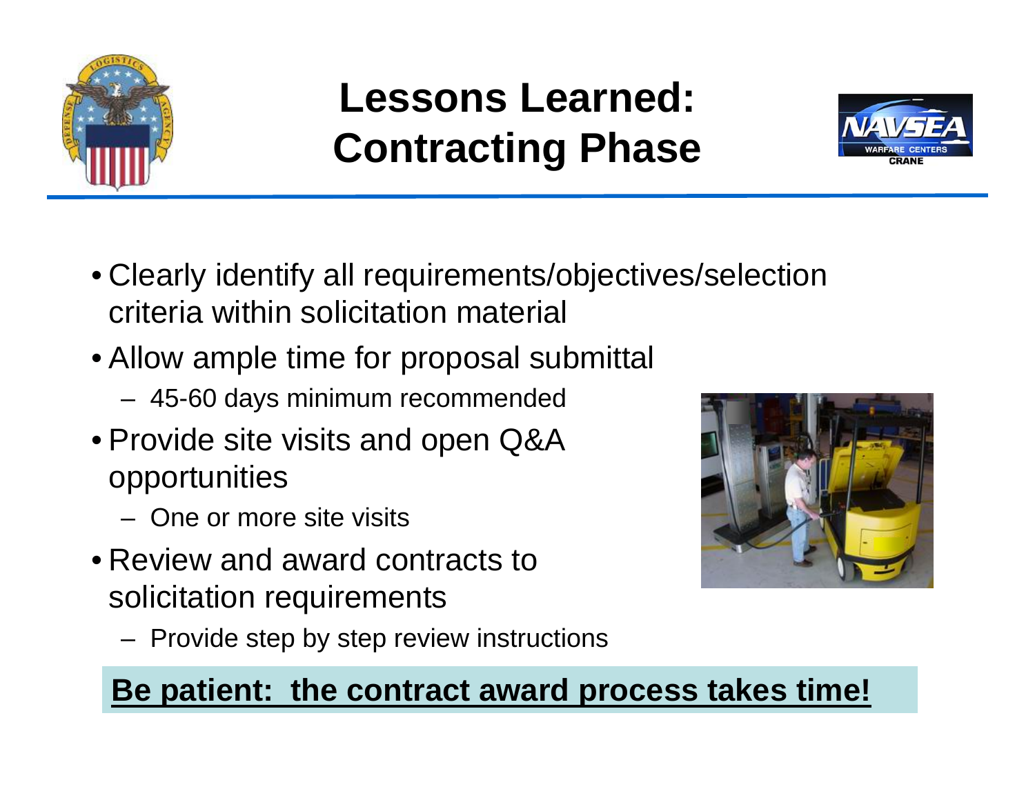# Lessons Learned: Contracting Phase

- Clearly identify all requirements/objectives/selection criteria within solicitation material
- Allow ample time for proposal submittal
  - 45-60 days minimum recommended
- Provide site visits and open Q&A opportunities
  - One or more site visits
- Review and award contracts to solicitation requirements
  - Provide step by step review instructions

**Be patient: the contract award process takes time!**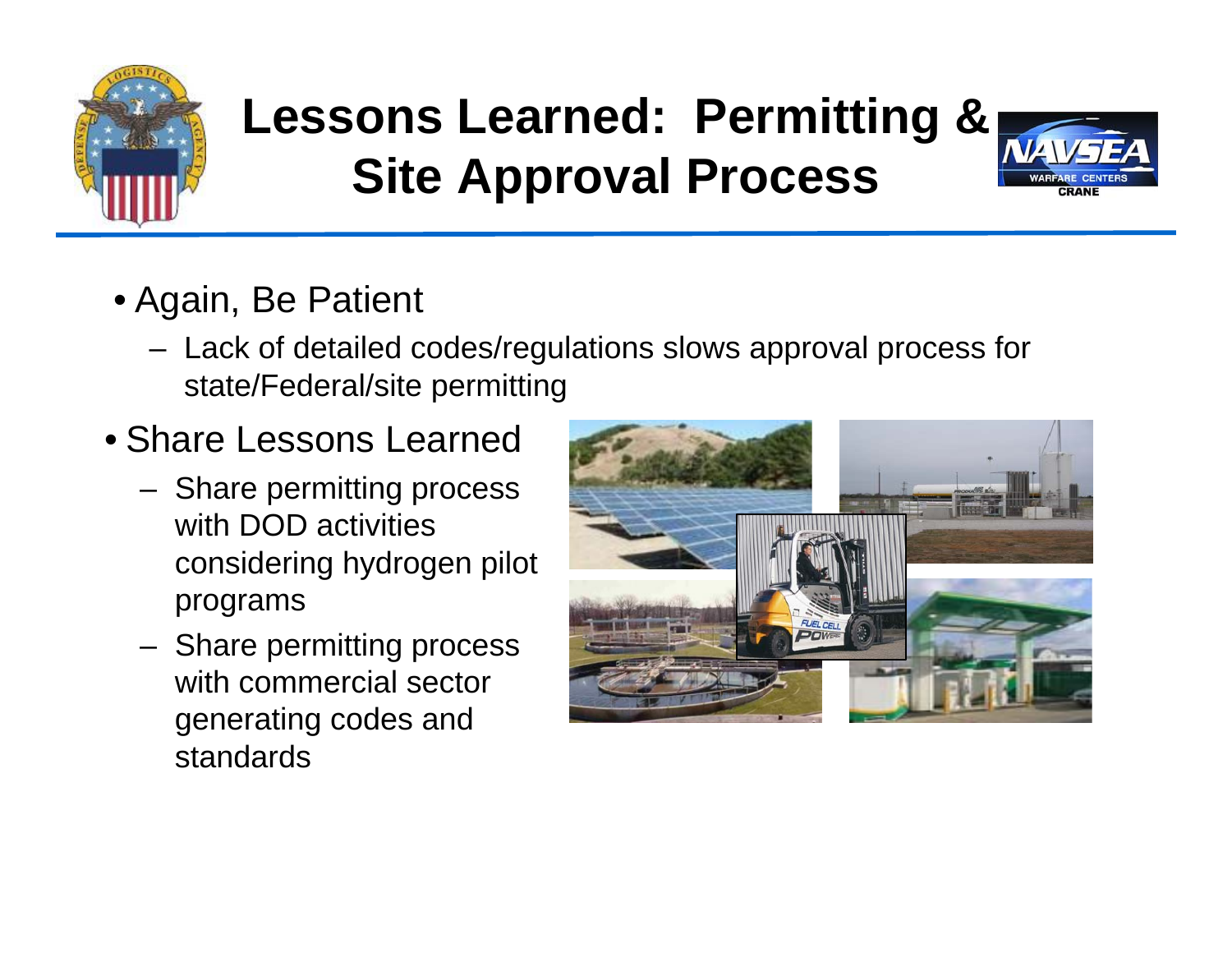# Lessons Learned: Permitting & Site Approval Process

- Again, Be Patient
  - Lack of detailed codes/regulations slows approval process for state/Federal/site permitting
- Share Lessons Learned
  - Share permitting process with DOD activities considering hydrogen pilot programs
  - Share permitting process with commercial sector generating codes and standards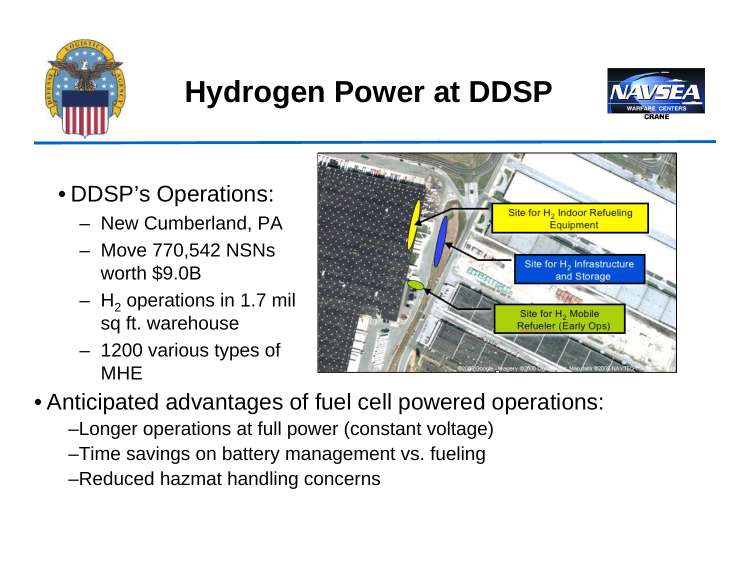# Hydrogen Power at DDSP

- DDSP's Operations:
  - New Cumberland, PA
  - Move 770,542 NSNs worth $9.0B
  - $H_2$ operations in 1.7 mil sq ft. warehouse
  - 1200 various types of MHE

Site for $H_2$ Indoor Refueling Equipment

Site for $H_2$ Infrastructure and Storage

Site for $H_2$ Mobile Refueler (Early Ops)

- Anticipated advantages of fuel cell powered operations:
  - Longer operations at full power (constant voltage)
  - Time savings on battery management vs. fueling
  - Reduced hazmat handling concerns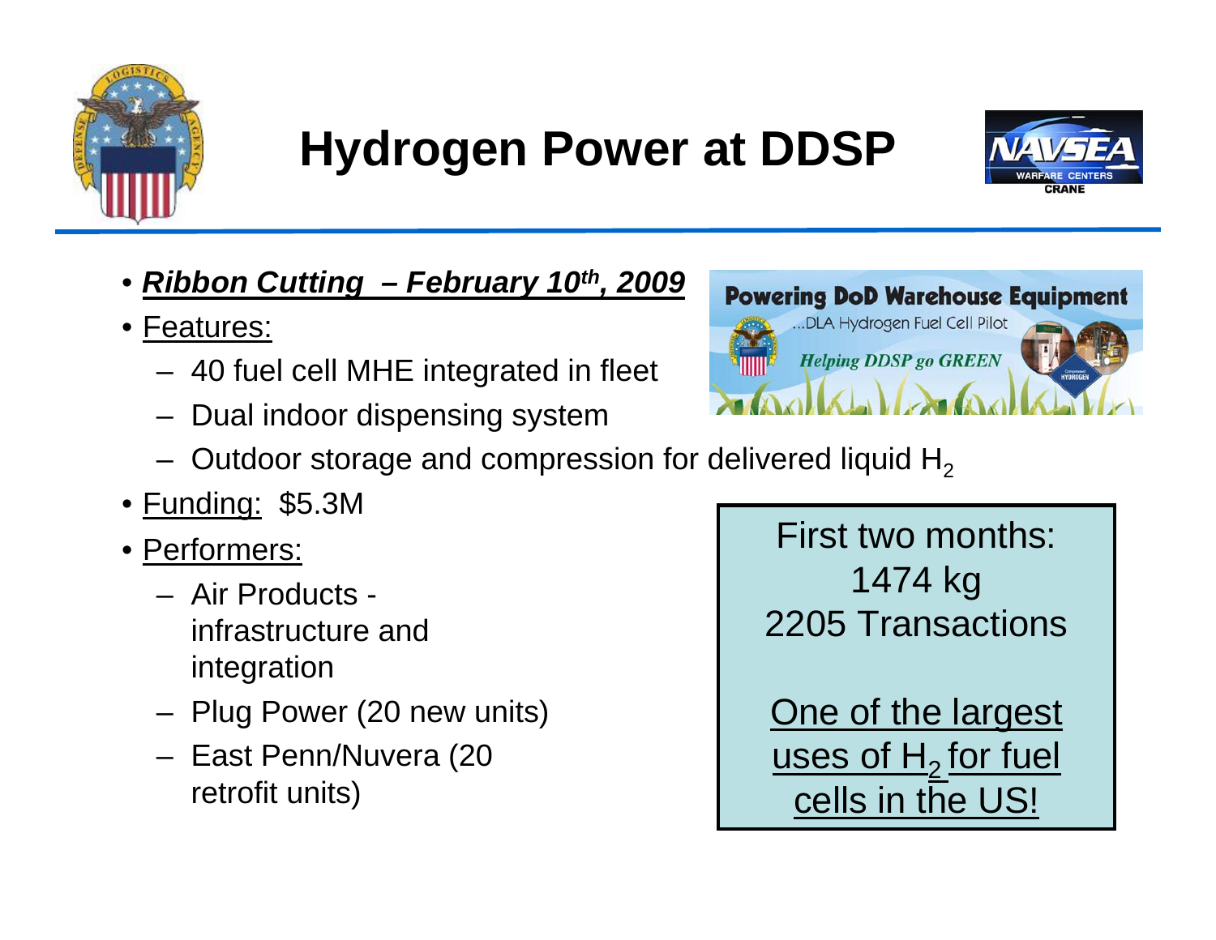# Hydrogen Power at DDSP

- ***Ribbon Cutting – February 10th, 2009***
- Features:
  - 40 fuel cell MHE integrated in fleet
  - Dual indoor dispensing system
  - Outdoor storage and compression for delivered liquid $H_2$
- Funding: $5.3M
- Performers:
  - Air Products - infrastructure and integration
  - Plug Power (20 new units)
  - East Penn/Nuvera (20 retrofit units)

Powering DoD Warehouse Equipment

...DLA Hydrogen Fuel Cell Pilot

*Helping DDSP go GREEN*

First two months:
1474 kg
2205 Transactions

One of the largest uses of $H_2$ for fuel cells in the US!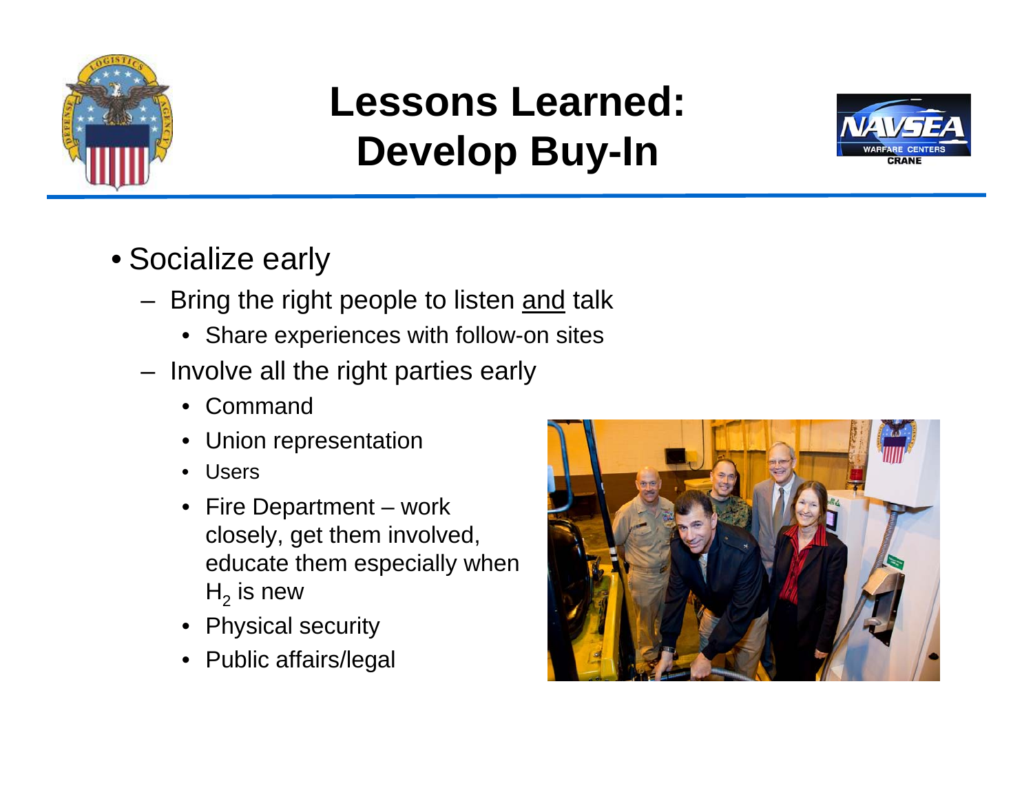# Lessons Learned: Develop Buy-In

- Socialize early
  - Bring the right people to listen and talk
    - Share experiences with follow-on sites
  - Involve all the right parties early
    - Command
    - Union representation
    - Users
    - Fire Department – work closely, get them involved, educate them especially when $H_2$ is new
    - Physical security
    - Public affairs/legal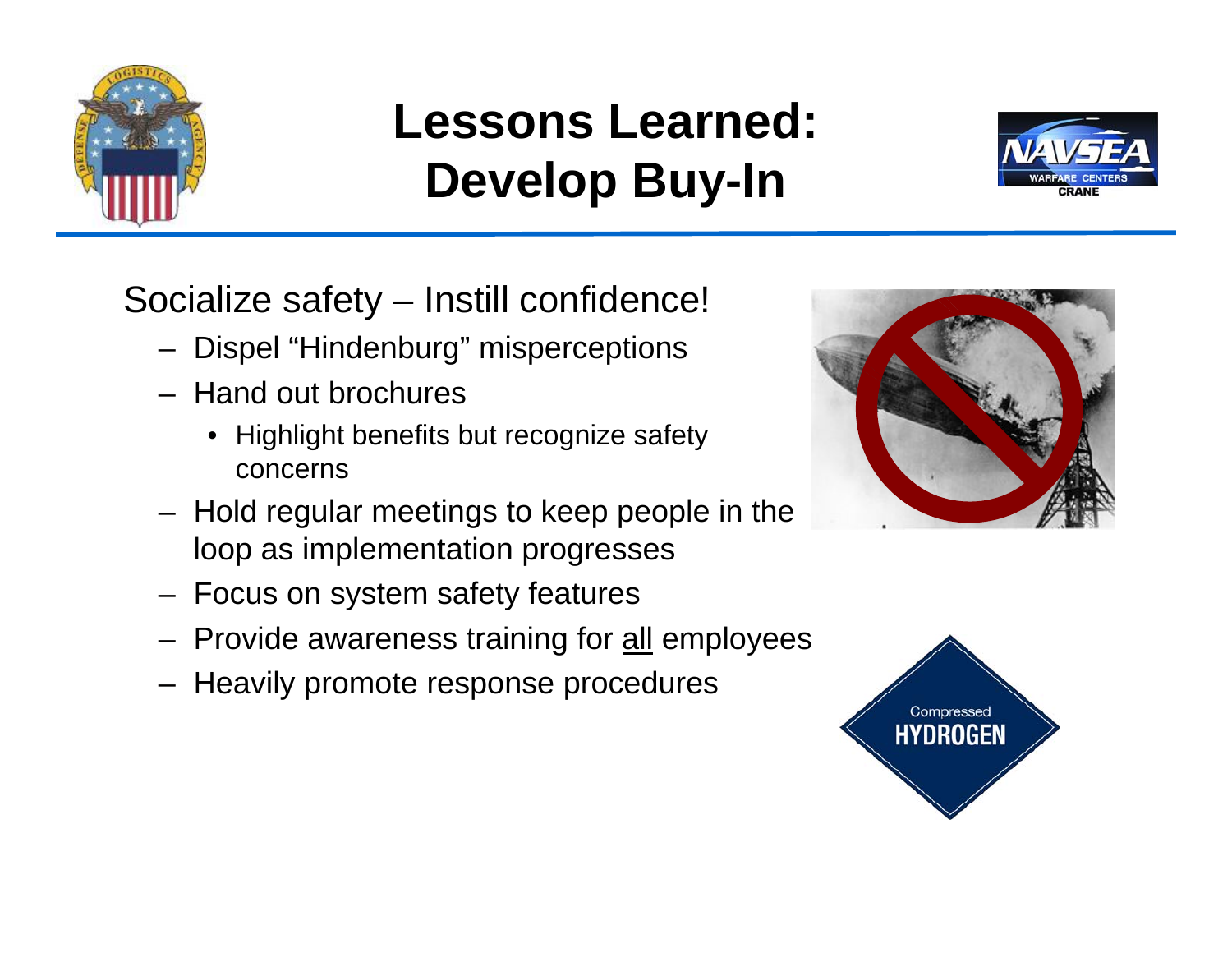# Lessons Learned: Develop Buy-In

Socialize safety – Instill confidence!

- Dispel "Hindenburg" misperceptions
- Hand out brochures
  - Highlight benefits but recognize safety concerns
- Hold regular meetings to keep people in the loop as implementation progresses
- Focus on system safety features
- Provide awareness training for all employees
- Heavily promote response procedures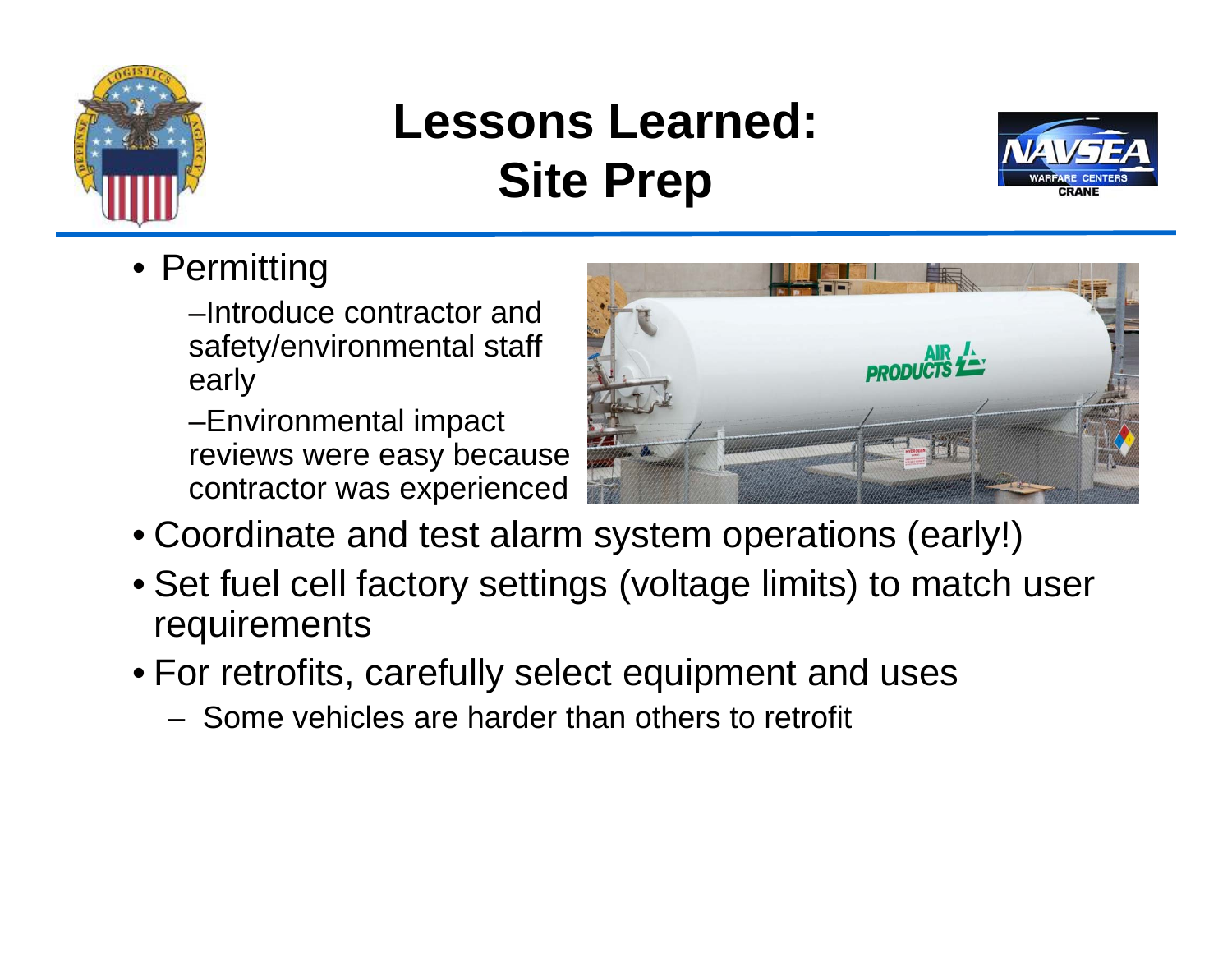# Lessons Learned: Site Prep

- Permitting
  - Introduce contractor and safety/environmental staff early
  - Environmental impact reviews were easy because contractor was experienced
- Coordinate and test alarm system operations (early!)
- Set fuel cell factory settings (voltage limits) to match user requirements
- For retrofits, carefully select equipment and uses
  - Some vehicles are harder than others to retrofit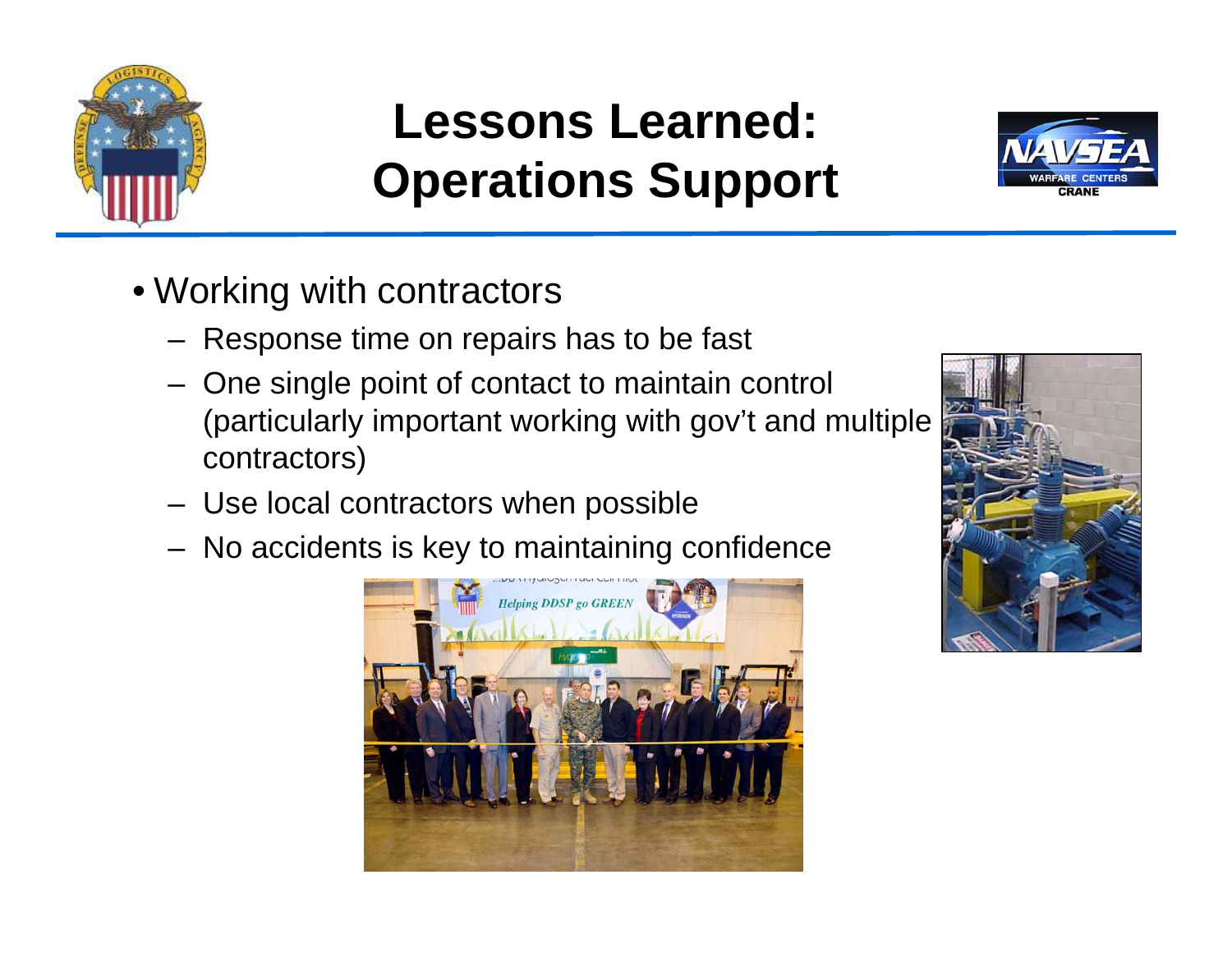# Lessons Learned: Operations Support

- Working with contractors
  - Response time on repairs has to be fast
  - One single point of contact to maintain control (particularly important working with gov't and multiple contractors)
  - Use local contractors when possible
  - No accidents is key to maintaining confidence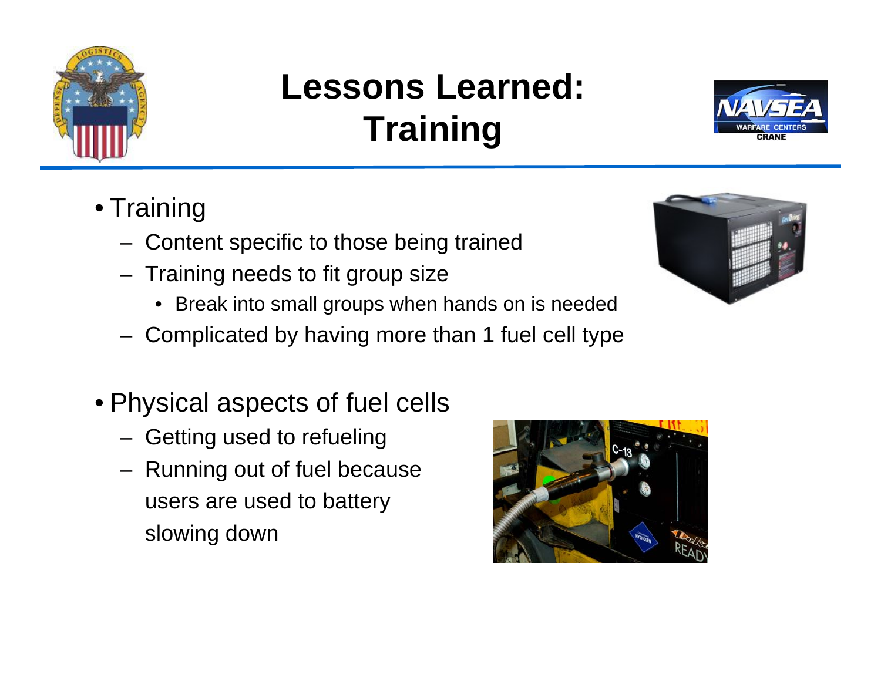# Lessons Learned: Training

- Training
  - Content specific to those being trained
  - Training needs to fit group size
    - Break into small groups when hands on is needed
  - Complicated by having more than 1 fuel cell type
- Physical aspects of fuel cells
  - Getting used to refueling
  - Running out of fuel because users are used to battery slowing down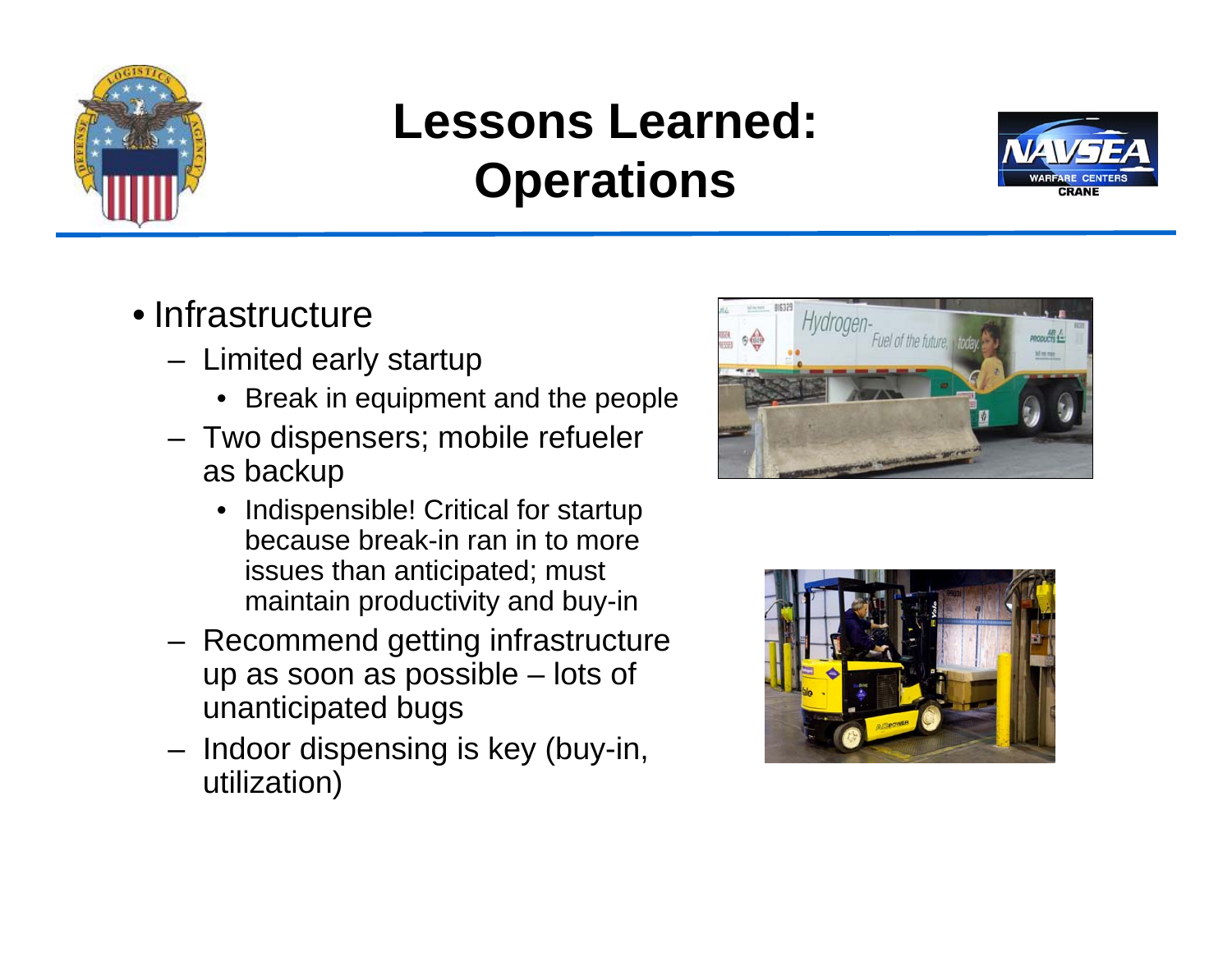# Lessons Learned: Operations

- Infrastructure
  - Limited early startup
    - Break in equipment and the people
  - Two dispensers; mobile refueler as backup
    - Indispensible! Critical for startup because break-in ran in to more issues than anticipated; must maintain productivity and buy-in
  - Recommend getting infrastructure up as soon as possible – lots of unanticipated bugs
  - Indoor dispensing is key (buy-in, utilization)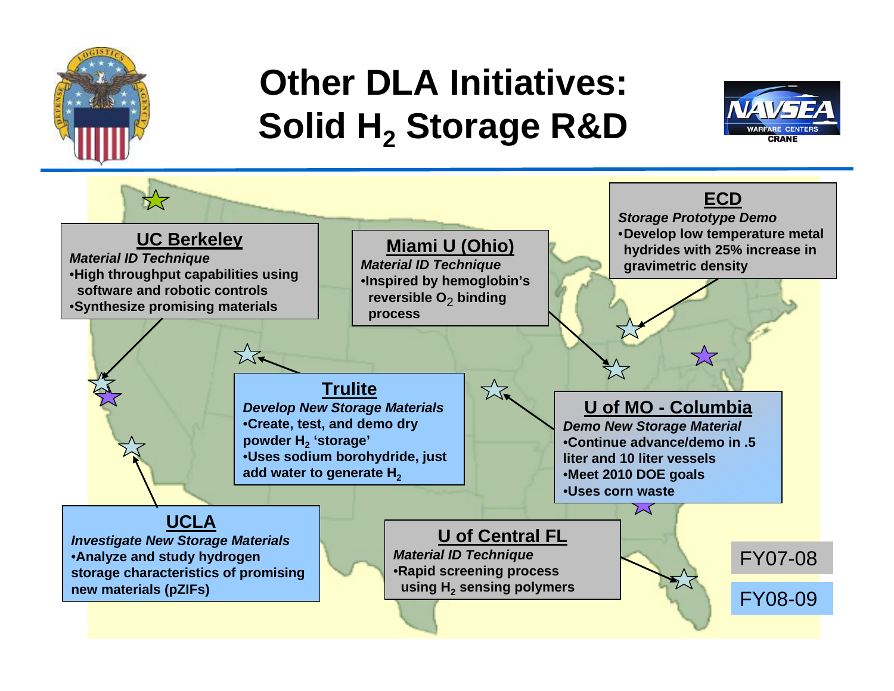# Other DLA Initiatives: Solid $H_2$ Storage R&D

## UC Berkeley

*Material ID Technique*

- High throughput capabilities using software and robotic controls
- Synthesize promising materials

## Miami U (Ohio)

*Material ID Technique*

- Inspired by hemoglobin's reversible $O_2$ binding process

## ECD

*Storage Prototype Demo*

- Develop low temperature metal hydrides with 25% increase in gravimetric density

## Trulite

*Develop New Storage Materials*

- Create, test, and demo dry powder $H_2$ 'storage'
- Uses sodium borohydride, just add water to generate $H_2$

## U of MO - Columbia

*Demo New Storage Material*

- Continue advance/demo in .5 liter and 10 liter vessels
- Meet 2010 DOE goals
- Uses corn waste

## UCLA

*Investigate New Storage Materials*

- Analyze and study hydrogen storage characteristics of promising new materials (pZIFs)

## U of Central FL

*Material ID Technique*

- Rapid screening process using $H_2$ sensing polymers

FY07-08

FY08-09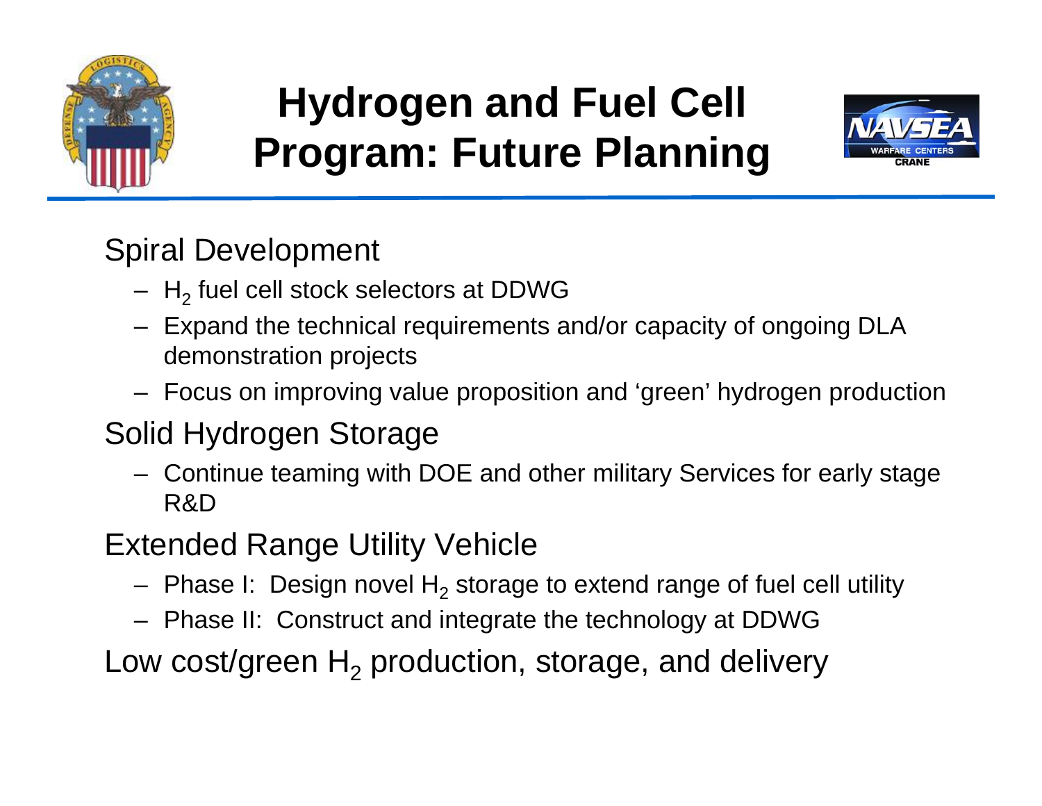# Hydrogen and Fuel Cell Program: Future Planning

- Spiral Development
  - $H_2$ fuel cell stock selectors at DDWG
  - Expand the technical requirements and/or capacity of ongoing DLA demonstration projects
  - Focus on improving value proposition and 'green' hydrogen production
- Solid Hydrogen Storage
  - Continue teaming with DOE and other military Services for early stage R&D
- Extended Range Utility Vehicle
  - Phase I: Design novel $H_2$ storage to extend range of fuel cell utility
  - Phase II: Construct and integrate the technology at DDWG
- Low cost/green $H_2$ production, storage, and delivery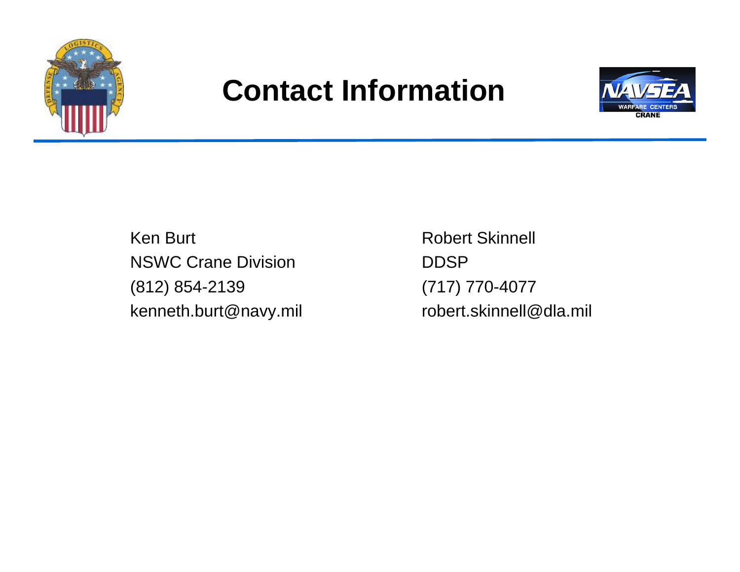# Contact Information

Ken Burt
NSWC Crane Division
(812) 854-2139
kenneth.burt@navy.mil

Robert Skinnell
DDSP
(717) 770-4077
robert.skinnell@dla.mil